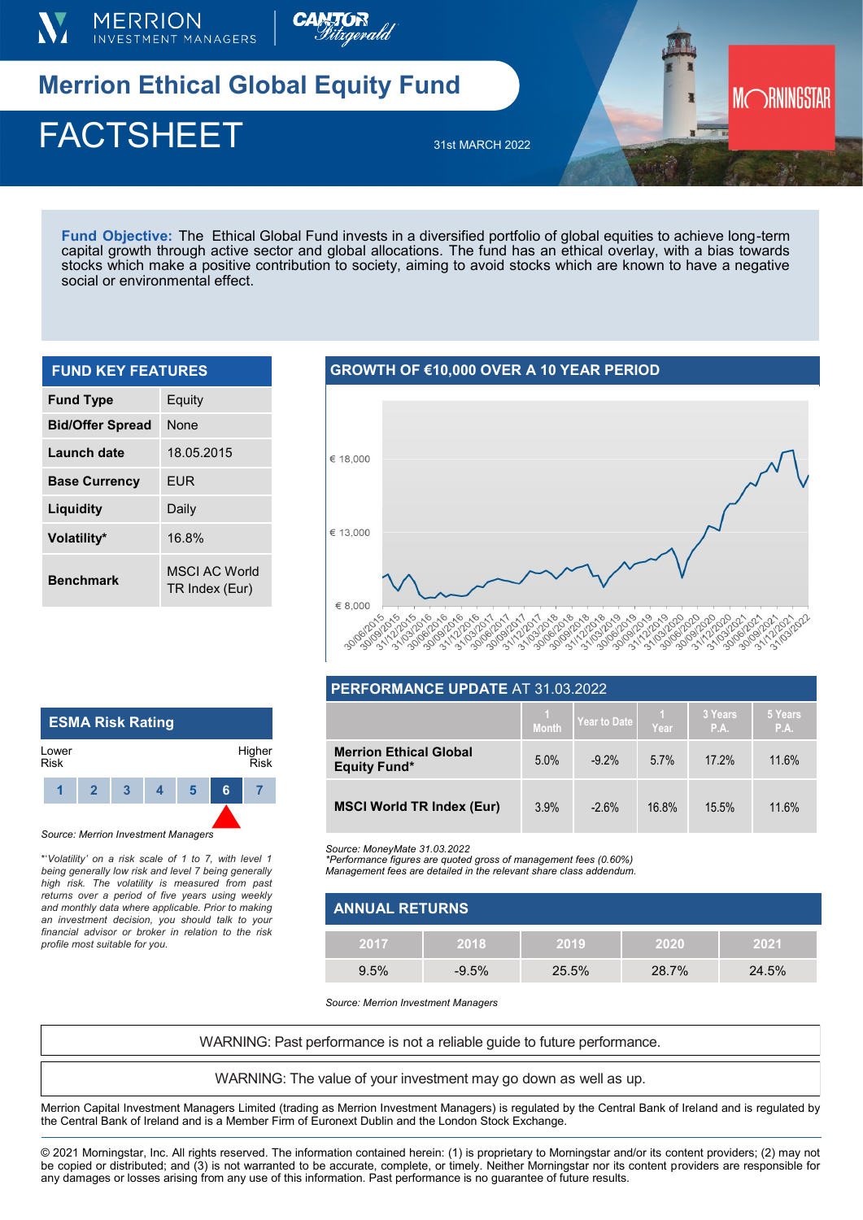# Merrion Ethical Global Equity Fund

# FACTSHEET

31st MARCH 2022

**Fund Objective:** The Ethical Global Fund invests in a diversified portfolio of global equities to achieve long-term capital growth through active sector and global allocations. The fund has an ethical overlay, with a bias towards stocks which make a positive contribution to society, aiming to avoid stocks which are known to have a negative social or environmental effect.

## FUND KEY FEATURES

| | |
|---|---|
| **Fund Type** | Equity |
| **Bid/Offer Spread** | None |
| **Launch date** | 18.05.2015 |
| **Base Currency** | EUR |
| **Liquidity** | Daily |
| **Volatility*** | 16.8% |
| **Benchmark** | MSCI AC World TR Index (Eur) |

## GROWTH OF €10,000 OVER A 10 YEAR PERIOD

## ESMA Risk Rating

Lower Risk — Higher Risk

| 1 | 2 | 3 | 4 | 5 | **6** | 7 |
|---|---|---|---|---|---|---|

*Source: Merrion Investment Managers*

*\*'Volatility' on a risk scale of 1 to 7, with level 1 being generally low risk and level 7 being generally high risk. The volatility is measured from past returns over a period of five years using weekly and monthly data where applicable. Prior to making an investment decision, you should talk to your financial advisor or broker in relation to the risk profile most suitable for you.*

## PERFORMANCE UPDATE AT 31.03.2022

| | 1 Month | Year to Date | 1 Year | 3 Years P.A. | 5 Years P.A. |
|---|---|---|---|---|---|
| **Merrion Ethical Global Equity Fund*** | 5.0% | -9.2% | 5.7% | 17.2% | 11.6% |
| **MSCI World TR Index (Eur)** | 3.9% | -2.6% | 16.8% | 15.5% | 11.6% |

*Source: MoneyMate 31.03.2022*
*\*Performance figures are quoted gross of management fees (0.60%)*
*Management fees are detailed in the relevant share class addendum.*

## ANNUAL RETURNS

| 2017 | 2018 | 2019 | 2020 | 2021 |
|---|---|---|---|---|
| 9.5% | -9.5% | 25.5% | 28.7% | 24.5% |

*Source: Merrion Investment Managers*

WARNING: Past performance is not a reliable guide to future performance.

WARNING: The value of your investment may go down as well as up.

Merrion Capital Investment Managers Limited (trading as Merrion Investment Managers) is regulated by the Central Bank of Ireland and is regulated by the Central Bank of Ireland and is a Member Firm of Euronext Dublin and the London Stock Exchange.

© 2021 Morningstar, Inc. All rights reserved. The information contained herein: (1) is proprietary to Morningstar and/or its content providers; (2) may not be copied or distributed; and (3) is not warranted to be accurate, complete, or timely. Neither Morningstar nor its content providers are responsible for any damages or losses arising from any use of this information. Past performance is no guarantee of future results.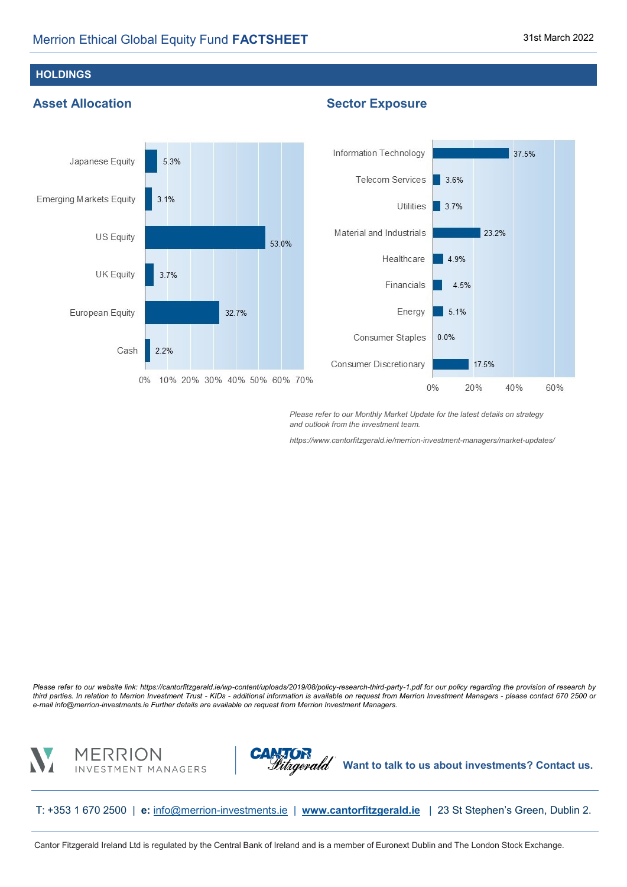## HOLDINGS

### Asset Allocation

Japanese Equity 5.3%
Emerging Markets Equity 3.1%
US Equity 53.0%
UK Equity 3.7%
European Equity 32.7%
Cash 2.2%

0% 10% 20% 30% 40% 50% 60% 70%

### Sector Exposure

Information Technology 37.5%
Telecom Services 3.6%
Utilities 3.7%
Material and Industrials 23.2%
Healthcare 4.9%
Financials 4.5%
Energy 5.1%
Consumer Staples 0.0%
Consumer Discretionary 17.5%

0% 20% 40% 60%

*Please refer to our Monthly Market Update for the latest details on strategy and outlook from the investment team.*

*https://www.cantorfitzgerald.ie/merrion-investment-managers/market-updates/*

*Please refer to our website link: https://cantorfitzgerald.ie/wp-content/uploads/2019/08/policy-research-third-party-1.pdf for our policy regarding the provision of research by third parties. In relation to Merrion Investment Trust - KIDs - additional information is available on request from Merrion Investment Managers - please contact 670 2500 or e-mail info@merrion-investments.ie Further details are available on request from Merrion Investment Managers.*

MERRION INVESTMENT MANAGERS

CANTOR Fitzgerald

**Want to talk to us about investments? Contact us.**

T: +353 1 670 2500 | **e:** info@merrion-investments.ie | **www.cantorfitzgerald.ie** | 23 St Stephen's Green, Dublin 2.

Cantor Fitzgerald Ireland Ltd is regulated by the Central Bank of Ireland and is a member of Euronext Dublin and The London Stock Exchange.